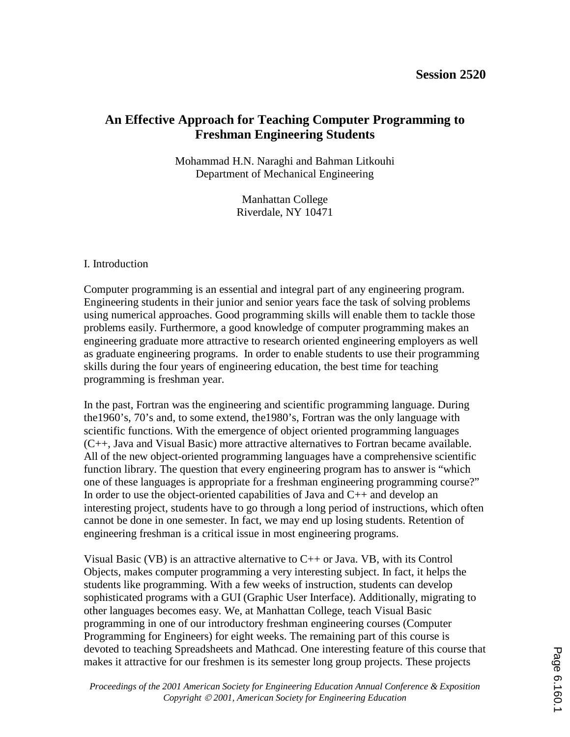**Session 2520**

# An Effective Approach for Teaching Computer Programming to Freshman Engineering Students

Mohammad H.N. Naraghi and Bahman Litkouhi
Department of Mechanical Engineering

Manhattan College
Riverdale, NY 10471

## I. Introduction

Computer programming is an essential and integral part of any engineering program. Engineering students in their junior and senior years face the task of solving problems using numerical approaches. Good programming skills will enable them to tackle those problems easily. Furthermore, a good knowledge of computer programming makes an engineering graduate more attractive to research oriented engineering employers as well as graduate engineering programs. In order to enable students to use their programming skills during the four years of engineering education, the best time for teaching programming is freshman year.

In the past, Fortran was the engineering and scientific programming language. During the1960's, 70's and, to some extend, the1980's, Fortran was the only language with scientific functions. With the emergence of object oriented programming languages (C++, Java and Visual Basic) more attractive alternatives to Fortran became available. All of the new object-oriented programming languages have a comprehensive scientific function library. The question that every engineering program has to answer is "which one of these languages is appropriate for a freshman engineering programming course?" In order to use the object-oriented capabilities of Java and C++ and develop an interesting project, students have to go through a long period of instructions, which often cannot be done in one semester. In fact, we may end up losing students. Retention of engineering freshman is a critical issue in most engineering programs.

Visual Basic (VB) is an attractive alternative to C++ or Java. VB, with its Control Objects, makes computer programming a very interesting subject. In fact, it helps the students like programming. With a few weeks of instruction, students can develop sophisticated programs with a GUI (Graphic User Interface). Additionally, migrating to other languages becomes easy. We, at Manhattan College, teach Visual Basic programming in one of our introductory freshman engineering courses (Computer Programming for Engineers) for eight weeks. The remaining part of this course is devoted to teaching Spreadsheets and Mathcad. One interesting feature of this course that makes it attractive for our freshmen is its semester long group projects. These projects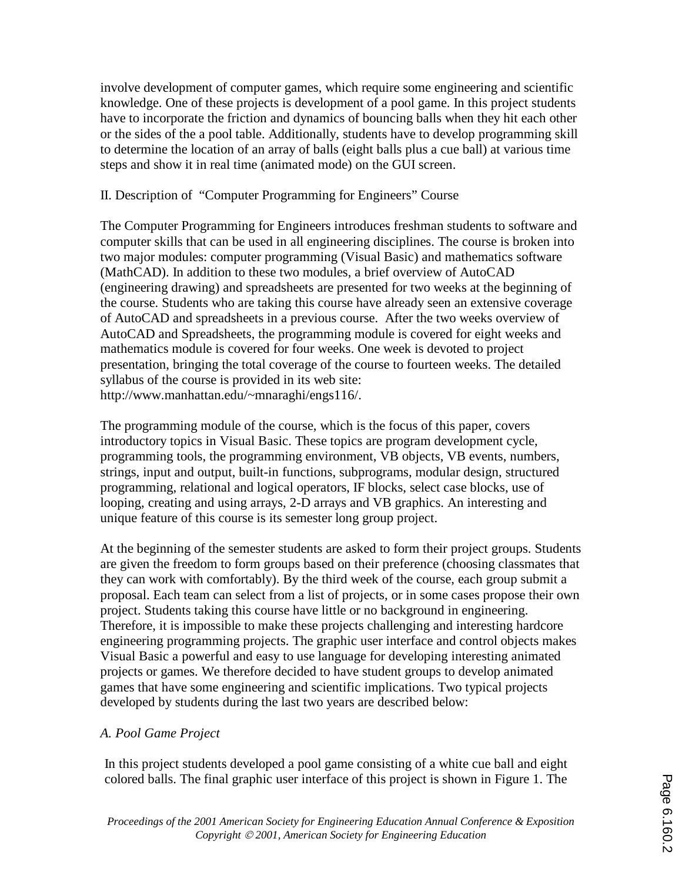involve development of computer games, which require some engineering and scientific knowledge. One of these projects is development of a pool game. In this project students have to incorporate the friction and dynamics of bouncing balls when they hit each other or the sides of the a pool table. Additionally, students have to develop programming skill to determine the location of an array of balls (eight balls plus a cue ball) at various time steps and show it in real time (animated mode) on the GUI screen.

## II. Description of "Computer Programming for Engineers" Course

The Computer Programming for Engineers introduces freshman students to software and computer skills that can be used in all engineering disciplines. The course is broken into two major modules: computer programming (Visual Basic) and mathematics software (MathCAD). In addition to these two modules, a brief overview of AutoCAD (engineering drawing) and spreadsheets are presented for two weeks at the beginning of the course. Students who are taking this course have already seen an extensive coverage of AutoCAD and spreadsheets in a previous course. After the two weeks overview of AutoCAD and Spreadsheets, the programming module is covered for eight weeks and mathematics module is covered for four weeks. One week is devoted to project presentation, bringing the total coverage of the course to fourteen weeks. The detailed syllabus of the course is provided in its web site: http://www.manhattan.edu/~mnaraghi/engs116/.

The programming module of the course, which is the focus of this paper, covers introductory topics in Visual Basic. These topics are program development cycle, programming tools, the programming environment, VB objects, VB events, numbers, strings, input and output, built-in functions, subprograms, modular design, structured programming, relational and logical operators, IF blocks, select case blocks, use of looping, creating and using arrays, 2-D arrays and VB graphics. An interesting and unique feature of this course is its semester long group project.

At the beginning of the semester students are asked to form their project groups. Students are given the freedom to form groups based on their preference (choosing classmates that they can work with comfortably). By the third week of the course, each group submit a proposal. Each team can select from a list of projects, or in some cases propose their own project. Students taking this course have little or no background in engineering. Therefore, it is impossible to make these projects challenging and interesting hardcore engineering programming projects. The graphic user interface and control objects makes Visual Basic a powerful and easy to use language for developing interesting animated projects or games. We therefore decided to have student groups to develop animated games that have some engineering and scientific implications. Two typical projects developed by students during the last two years are described below:

### *A. Pool Game Project*

In this project students developed a pool game consisting of a white cue ball and eight colored balls. The final graphic user interface of this project is shown in Figure 1. The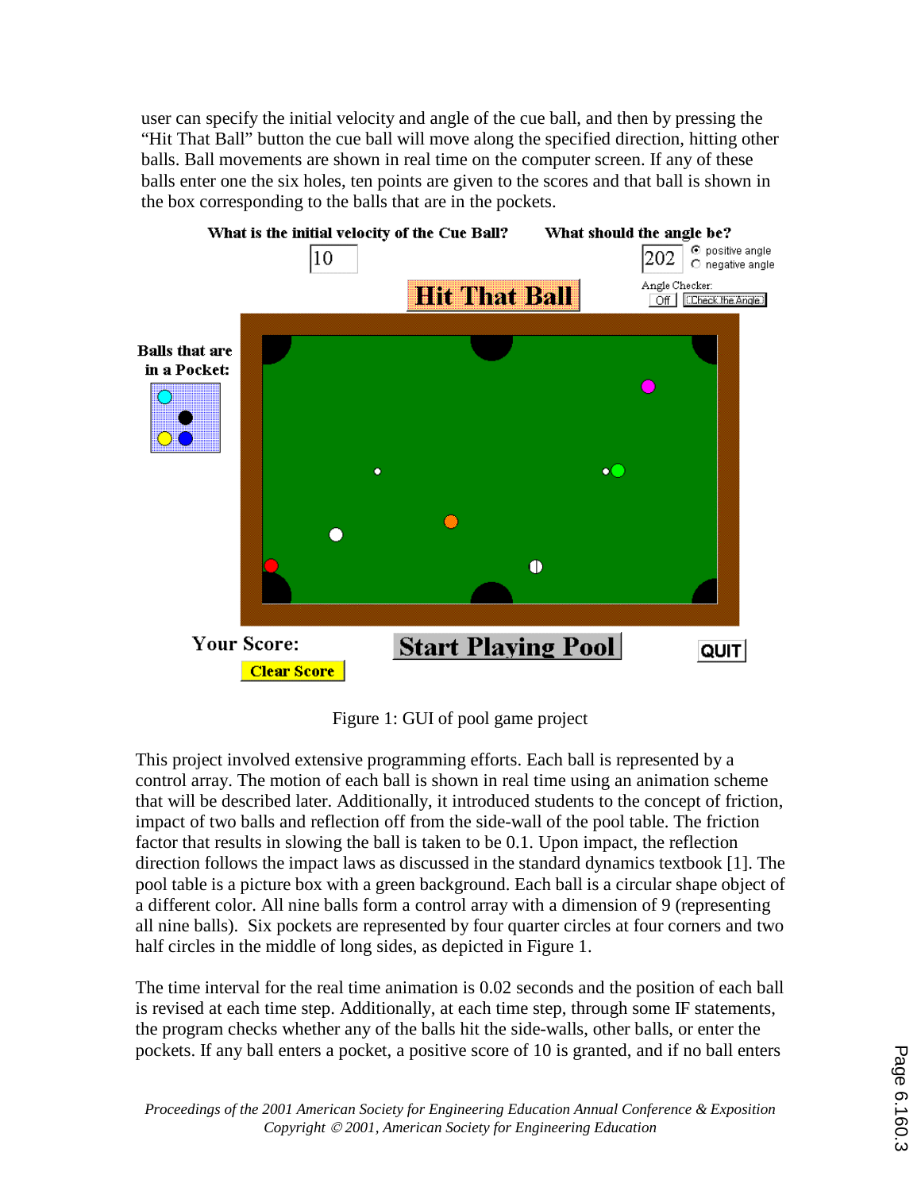user can specify the initial velocity and angle of the cue ball, and then by pressing the "Hit That Ball" button the cue ball will move along the specified direction, hitting other balls. Ball movements are shown in real time on the computer screen. If any of these balls enter one the six holes, ten points are given to the scores and that ball is shown in the box corresponding to the balls that are in the pockets.

Figure 1: GUI of pool game project

This project involved extensive programming efforts. Each ball is represented by a control array. The motion of each ball is shown in real time using an animation scheme that will be described later. Additionally, it introduced students to the concept of friction, impact of two balls and reflection off from the side-wall of the pool table. The friction factor that results in slowing the ball is taken to be 0.1. Upon impact, the reflection direction follows the impact laws as discussed in the standard dynamics textbook [1]. The pool table is a picture box with a green background. Each ball is a circular shape object of a different color. All nine balls form a control array with a dimension of 9 (representing all nine balls). Six pockets are represented by four quarter circles at four corners and two half circles in the middle of long sides, as depicted in Figure 1.

The time interval for the real time animation is 0.02 seconds and the position of each ball is revised at each time step. Additionally, at each time step, through some IF statements, the program checks whether any of the balls hit the side-walls, other balls, or enter the pockets. If any ball enters a pocket, a positive score of 10 is granted, and if no ball enters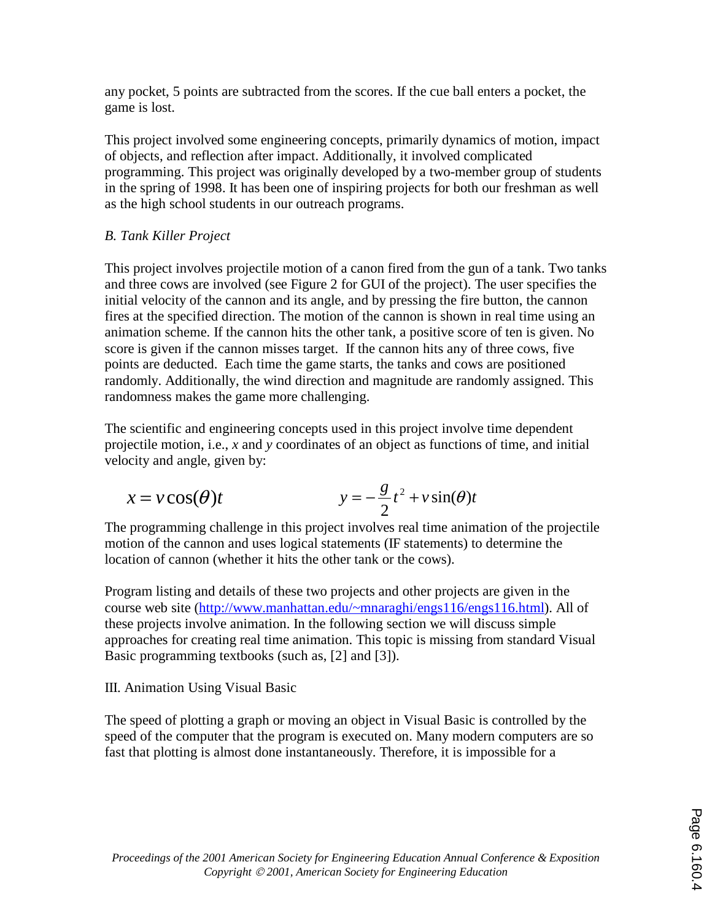any pocket, 5 points are subtracted from the scores. If the cue ball enters a pocket, the game is lost.

This project involved some engineering concepts, primarily dynamics of motion, impact of objects, and reflection after impact. Additionally, it involved complicated programming. This project was originally developed by a two-member group of students in the spring of 1998. It has been one of inspiring projects for both our freshman as well as the high school students in our outreach programs.

### *B. Tank Killer Project*

This project involves projectile motion of a canon fired from the gun of a tank. Two tanks and three cows are involved (see Figure 2 for GUI of the project). The user specifies the initial velocity of the cannon and its angle, and by pressing the fire button, the cannon fires at the specified direction. The motion of the cannon is shown in real time using an animation scheme. If the cannon hits the other tank, a positive score of ten is given. No score is given if the cannon misses target. If the cannon hits any of three cows, five points are deducted. Each time the game starts, the tanks and cows are positioned randomly. Additionally, the wind direction and magnitude are randomly assigned. This randomness makes the game more challenging.

The scientific and engineering concepts used in this project involve time dependent projectile motion, i.e., $x$ and $y$ coordinates of an object as functions of time, and initial velocity and angle, given by:

$$x = v\cos(\theta)t \qquad\qquad y = -\frac{g}{2}t^2 + v\sin(\theta)t$$

The programming challenge in this project involves real time animation of the projectile motion of the cannon and uses logical statements (IF statements) to determine the location of cannon (whether it hits the other tank or the cows).

Program listing and details of these two projects and other projects are given in the course web site (http://www.manhattan.edu/~mnaraghi/engs116/engs116.html). All of these projects involve animation. In the following section we will discuss simple approaches for creating real time animation. This topic is missing from standard Visual Basic programming textbooks (such as, [2] and [3]).

## III. Animation Using Visual Basic

The speed of plotting a graph or moving an object in Visual Basic is controlled by the speed of the computer that the program is executed on. Many modern computers are so fast that plotting is almost done instantaneously. Therefore, it is impossible for a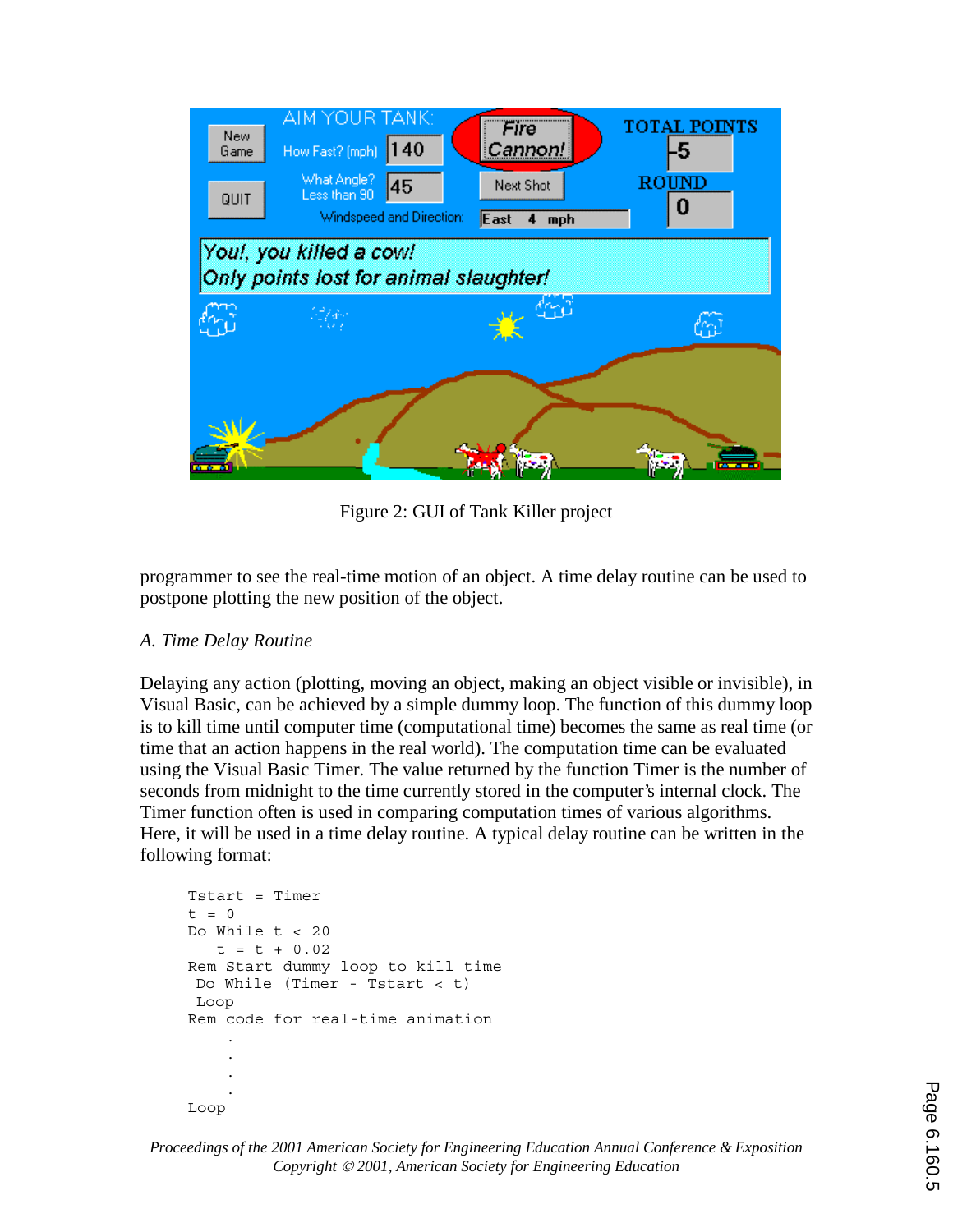Figure 2: GUI of Tank Killer project

programmer to see the real-time motion of an object. A time delay routine can be used to postpone plotting the new position of the object.

*A. Time Delay Routine*

Delaying any action (plotting, moving an object, making an object visible or invisible), in Visual Basic, can be achieved by a simple dummy loop. The function of this dummy loop is to kill time until computer time (computational time) becomes the same as real time (or time that an action happens in the real world). The computation time can be evaluated using the Visual Basic Timer. The value returned by the function Timer is the number of seconds from midnight to the time currently stored in the computer's internal clock. The Timer function often is used in comparing computation times of various algorithms. Here, it will be used in a time delay routine. A typical delay routine can be written in the following format:

```
Tstart = Timer
t = 0
Do While t < 20
   t = t + 0.02
Rem Start dummy loop to kill time
 Do While (Timer - Tstart < t)
 Loop
Rem code for real-time animation
     .
     .
     .
     .
Loop
```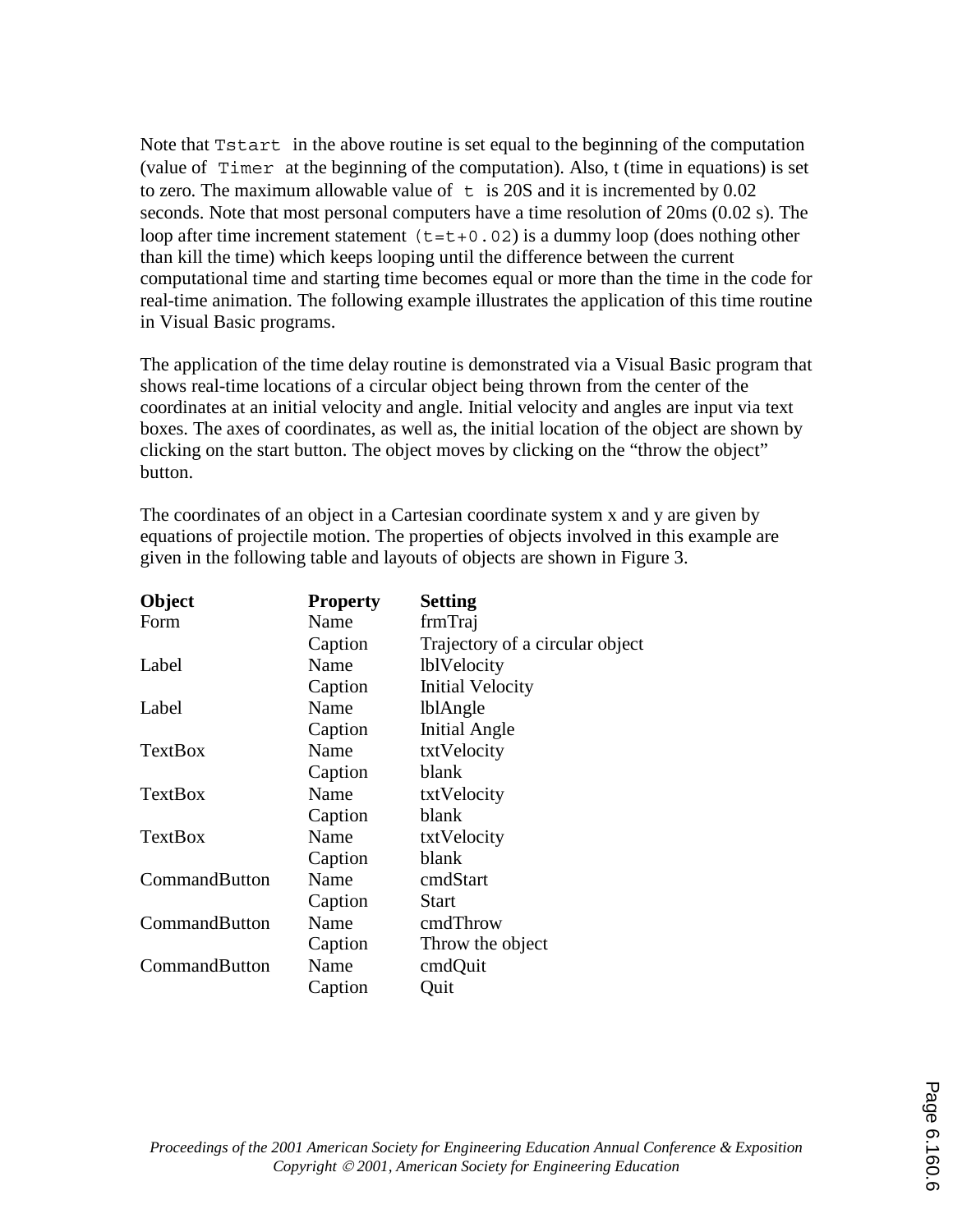Note that `Tstart` in the above routine is set equal to the beginning of the computation (value of `Timer` at the beginning of the computation). Also, t (time in equations) is set to zero. The maximum allowable value of `t` is 20S and it is incremented by 0.02 seconds. Note that most personal computers have a time resolution of 20ms (0.02 s). The loop after time increment statement (`t=t+0.02`) is a dummy loop (does nothing other than kill the time) which keeps looping until the difference between the current computational time and starting time becomes equal or more than the time in the code for real-time animation. The following example illustrates the application of this time routine in Visual Basic programs.

The application of the time delay routine is demonstrated via a Visual Basic program that shows real-time locations of a circular object being thrown from the center of the coordinates at an initial velocity and angle. Initial velocity and angles are input via text boxes. The axes of coordinates, as well as, the initial location of the object are shown by clicking on the start button. The object moves by clicking on the "throw the object" button.

The coordinates of an object in a Cartesian coordinate system x and y are given by equations of projectile motion. The properties of objects involved in this example are given in the following table and layouts of objects are shown in Figure 3.

| Object | Property | Setting |
|---|---|---|
| Form | Name | frmTraj |
| | Caption | Trajectory of a circular object |
| Label | Name | lblVelocity |
| | Caption | Initial Velocity |
| Label | Name | lblAngle |
| | Caption | Initial Angle |
| TextBox | Name | txtVelocity |
| | Caption | blank |
| TextBox | Name | txtVelocity |
| | Caption | blank |
| TextBox | Name | txtVelocity |
| | Caption | blank |
| CommandButton | Name | cmdStart |
| | Caption | Start |
| CommandButton | Name | cmdThrow |
| | Caption | Throw the object |
| CommandButton | Name | cmdQuit |
| | Caption | Quit |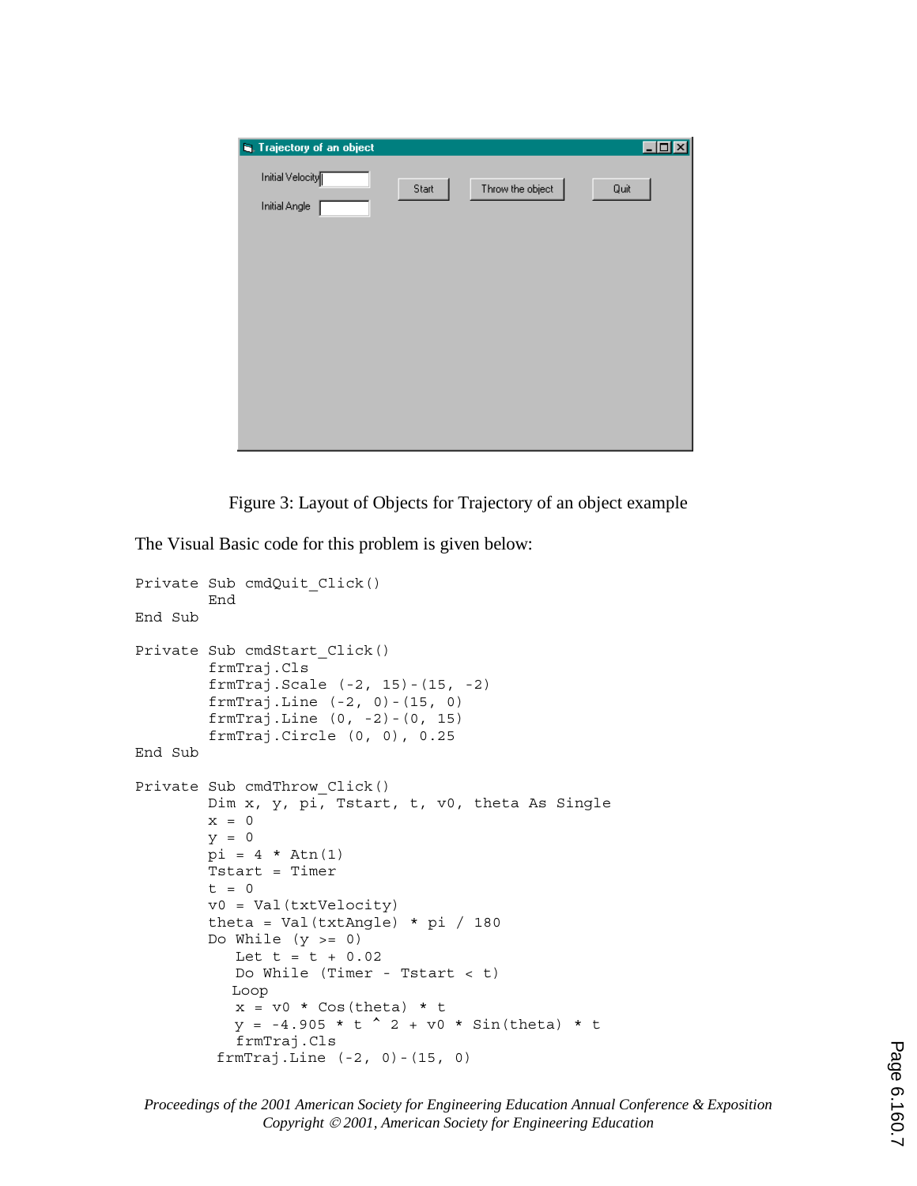Figure 3: Layout of Objects for Trajectory of an object example

The Visual Basic code for this problem is given below:

```
Private Sub cmdQuit_Click()
        End
End Sub

Private Sub cmdStart_Click()
        frmTraj.Cls
        frmTraj.Scale (-2, 15)-(15, -2)
        frmTraj.Line (-2, 0)-(15, 0)
        frmTraj.Line (0, -2)-(0, 15)
        frmTraj.Circle (0, 0), 0.25
End Sub

Private Sub cmdThrow_Click()
        Dim x, y, pi, Tstart, t, v0, theta As Single
        x = 0
        y = 0
        pi = 4 * Atn(1)
        Tstart = Timer
        t = 0
        v0 = Val(txtVelocity)
        theta = Val(txtAngle) * pi / 180
        Do While (y >= 0)
           Let t = t + 0.02
           Do While (Timer - Tstart < t)
           Loop
           x = v0 * Cos(theta) * t
           y = -4.905 * t ^ 2 + v0 * Sin(theta) * t
           frmTraj.Cls
         frmTraj.Line (-2, 0)-(15, 0)
```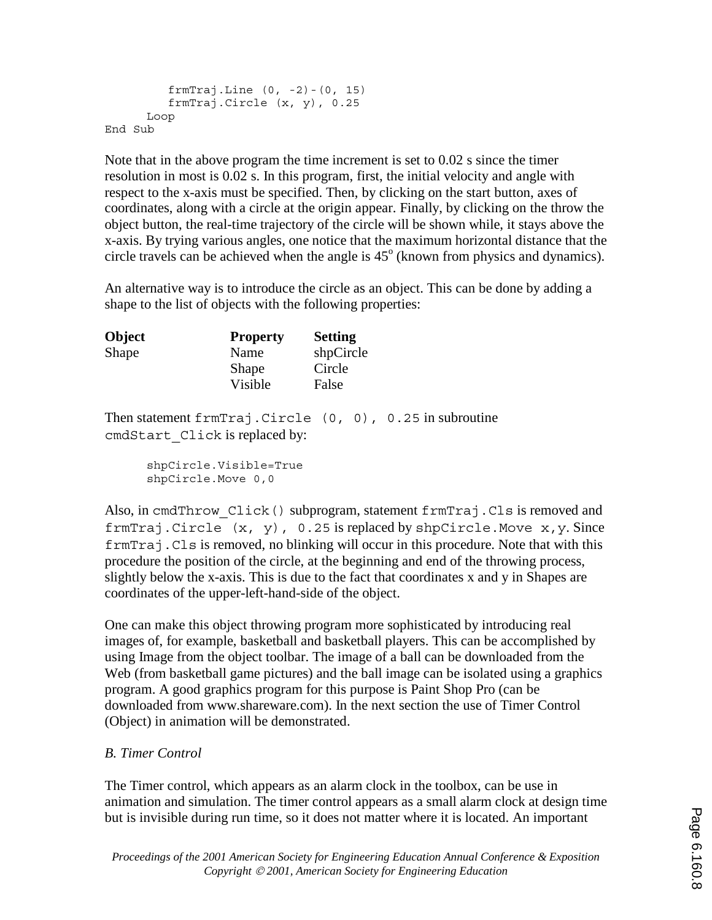```
        frmTraj.Line (0, -2)-(0, 15)
        frmTraj.Circle (x, y), 0.25
    Loop
End Sub
```

Note that in the above program the time increment is set to 0.02 s since the timer resolution in most is 0.02 s. In this program, first, the initial velocity and angle with respect to the x-axis must be specified. Then, by clicking on the start button, axes of coordinates, along with a circle at the origin appear. Finally, by clicking on the throw the object button, the real-time trajectory of the circle will be shown while, it stays above the x-axis. By trying various angles, one notice that the maximum horizontal distance that the circle travels can be achieved when the angle is $45^o$ (known from physics and dynamics).

An alternative way is to introduce the circle as an object. This can be done by adding a shape to the list of objects with the following properties:

| **Object** | **Property** | **Setting** |
|---|---|---|
| Shape | Name | shpCircle |
| | Shape | Circle |
| | Visible | False |

Then statement `frmTraj.Circle (0, 0), 0.25` in subroutine `cmdStart_Click` is replaced by:

```
    shpCircle.Visible=True
    shpCircle.Move 0,0
```

Also, in `cmdThrow_Click()` subprogram, statement `frmTraj.Cls` is removed and `frmTraj.Circle (x, y), 0.25` is replaced by `shpCircle.Move x,y`. Since `frmTraj.Cls` is removed, no blinking will occur in this procedure. Note that with this procedure the position of the circle, at the beginning and end of the throwing process, slightly below the x-axis. This is due to the fact that coordinates x and y in Shapes are coordinates of the upper-left-hand-side of the object.

One can make this object throwing program more sophisticated by introducing real images of, for example, basketball and basketball players. This can be accomplished by using Image from the object toolbar. The image of a ball can be downloaded from the Web (from basketball game pictures) and the ball image can be isolated using a graphics program. A good graphics program for this purpose is Paint Shop Pro (can be downloaded from www.shareware.com). In the next section the use of Timer Control (Object) in animation will be demonstrated.

*B. Timer Control*

The Timer control, which appears as an alarm clock in the toolbox, can be use in animation and simulation. The timer control appears as a small alarm clock at design time but is invisible during run time, so it does not matter where it is located. An important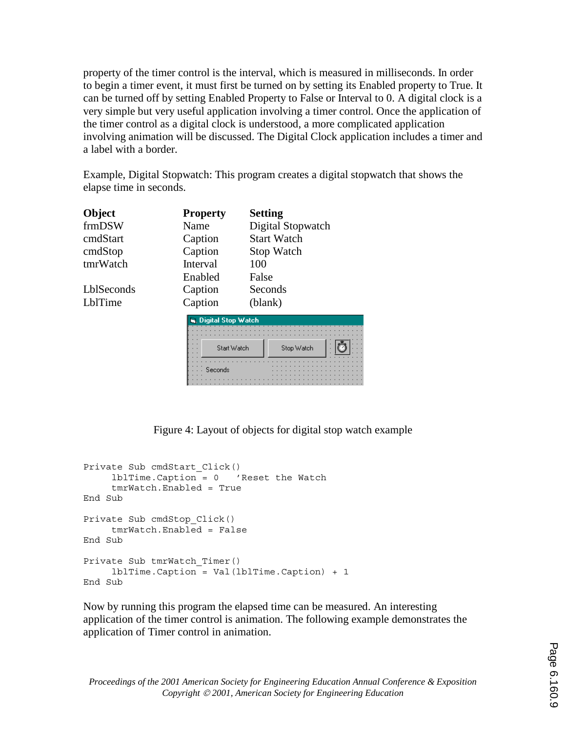property of the timer control is the interval, which is measured in milliseconds. In order to begin a timer event, it must first be turned on by setting its Enabled property to True. It can be turned off by setting Enabled Property to False or Interval to 0. A digital clock is a very simple but very useful application involving a timer control. Once the application of the timer control as a digital clock is understood, a more complicated application involving animation will be discussed. The Digital Clock application includes a timer and a label with a border.

Example, Digital Stopwatch: This program creates a digital stopwatch that shows the elapse time in seconds.

| **Object** | **Property** | **Setting** |
|---|---|---|
| frmDSW | Name | Digital Stopwatch |
| cmdStart | Caption | Start Watch |
| cmdStop | Caption | Stop Watch |
| tmrWatch | Interval | 100 |
| | Enabled | False |
| LblSeconds | Caption | Seconds |
| LblTime | Caption | (blank) |

Figure 4: Layout of objects for digital stop watch example

```
Private Sub cmdStart_Click()
     lblTime.Caption = 0   'Reset the Watch
     tmrWatch.Enabled = True
End Sub

Private Sub cmdStop_Click()
     tmrWatch.Enabled = False
End Sub

Private Sub tmrWatch_Timer()
     lblTime.Caption = Val(lblTime.Caption) + 1
End Sub
```

Now by running this program the elapsed time can be measured. An interesting application of the timer control is animation. The following example demonstrates the application of Timer control in animation.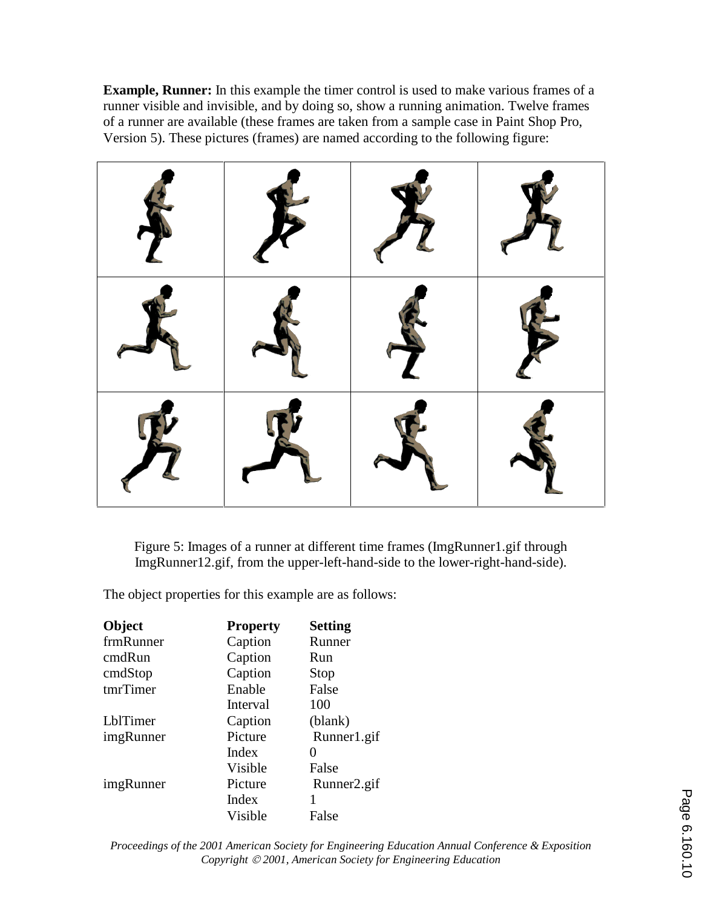**Example, Runner:** In this example the timer control is used to make various frames of a runner visible and invisible, and by doing so, show a running animation. Twelve frames of a runner are available (these frames are taken from a sample case in Paint Shop Pro, Version 5). These pictures (frames) are named according to the following figure:

Figure 5: Images of a runner at different time frames (ImgRunner1.gif through ImgRunner12.gif, from the upper-left-hand-side to the lower-right-hand-side).

The object properties for this example are as follows:

| Object | Property | Setting |
|---|---|---|
| frmRunner | Caption | Runner |
| cmdRun | Caption | Run |
| cmdStop | Caption | Stop |
| tmrTimer | Enable | False |
| | Interval | 100 |
| LblTimer | Caption | (blank) |
| imgRunner | Picture | Runner1.gif |
| | Index | 0 |
| | Visible | False |
| imgRunner | Picture | Runner2.gif |
| | Index | 1 |
| | Visible | False |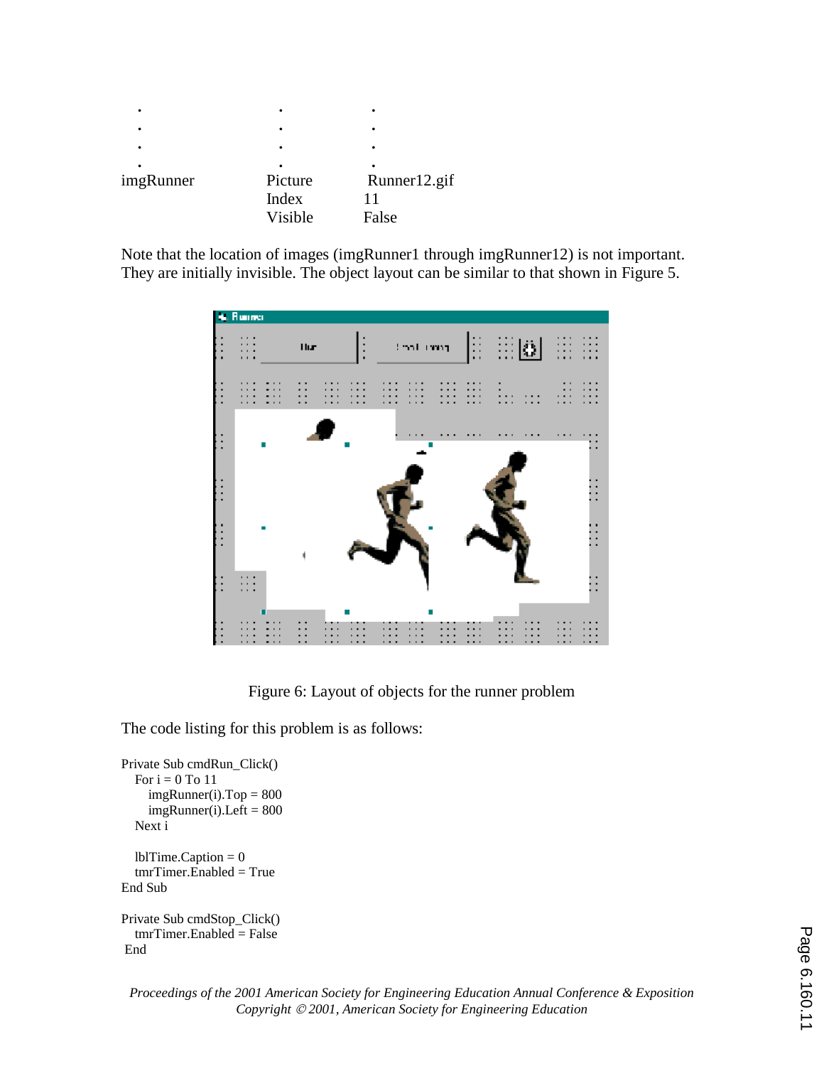| . | . | . |
|---|---|---|
| . | . | . |
| . | . | . |
| . | . | . |
| imgRunner | Picture | Runner12.gif |
| | Index | 11 |
| | Visible | False |

Note that the location of images (imgRunner1 through imgRunner12) is not important. They are initially invisible. The object layout can be similar to that shown in Figure 5.

Figure 6: Layout of objects for the runner problem

The code listing for this problem is as follows:

```
Private Sub cmdRun_Click()
  For i = 0 To 11
    imgRunner(i).Top = 800
    imgRunner(i).Left = 800
  Next i

  lblTime.Caption = 0
  tmrTimer.Enabled = True
End Sub

Private Sub cmdStop_Click()
  tmrTimer.Enabled = False
 End
```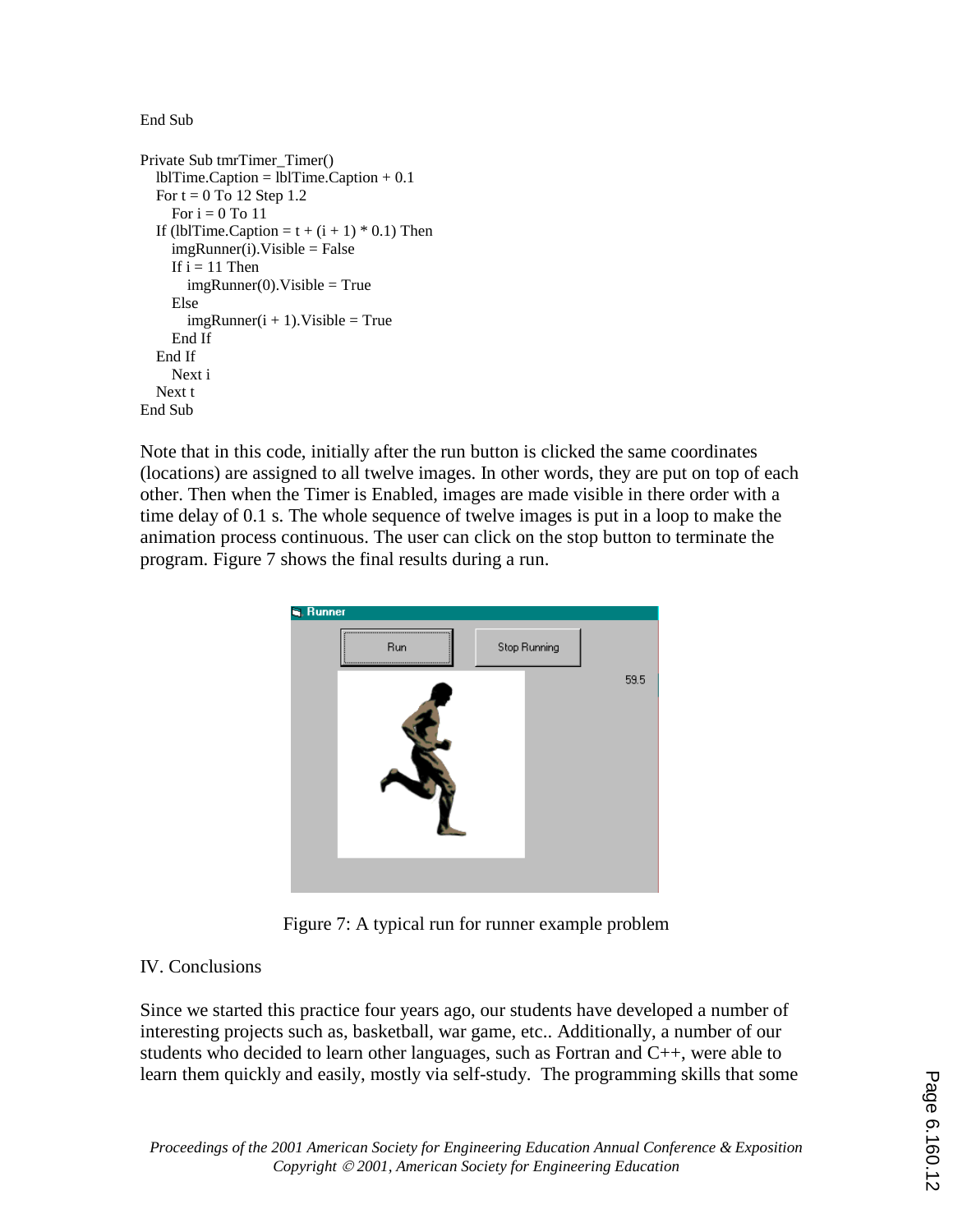```
End Sub

Private Sub tmrTimer_Timer()
   lblTime.Caption = lblTime.Caption + 0.1
   For t = 0 To 12 Step 1.2
      For i = 0 To 11
   If (lblTime.Caption = t + (i + 1) * 0.1) Then
      imgRunner(i).Visible = False
      If i = 11 Then
         imgRunner(0).Visible = True
      Else
         imgRunner(i + 1).Visible = True
      End If
   End If
      Next i
   Next t
End Sub
```

Note that in this code, initially after the run button is clicked the same coordinates (locations) are assigned to all twelve images. In other words, they are put on top of each other. Then when the Timer is Enabled, images are made visible in there order with a time delay of 0.1 s. The whole sequence of twelve images is put in a loop to make the animation process continuous. The user can click on the stop button to terminate the program. Figure 7 shows the final results during a run.

Figure 7: A typical run for runner example problem

## IV. Conclusions

Since we started this practice four years ago, our students have developed a number of interesting projects such as, basketball, war game, etc.. Additionally, a number of our students who decided to learn other languages, such as Fortran and C++, were able to learn them quickly and easily, mostly via self-study. The programming skills that some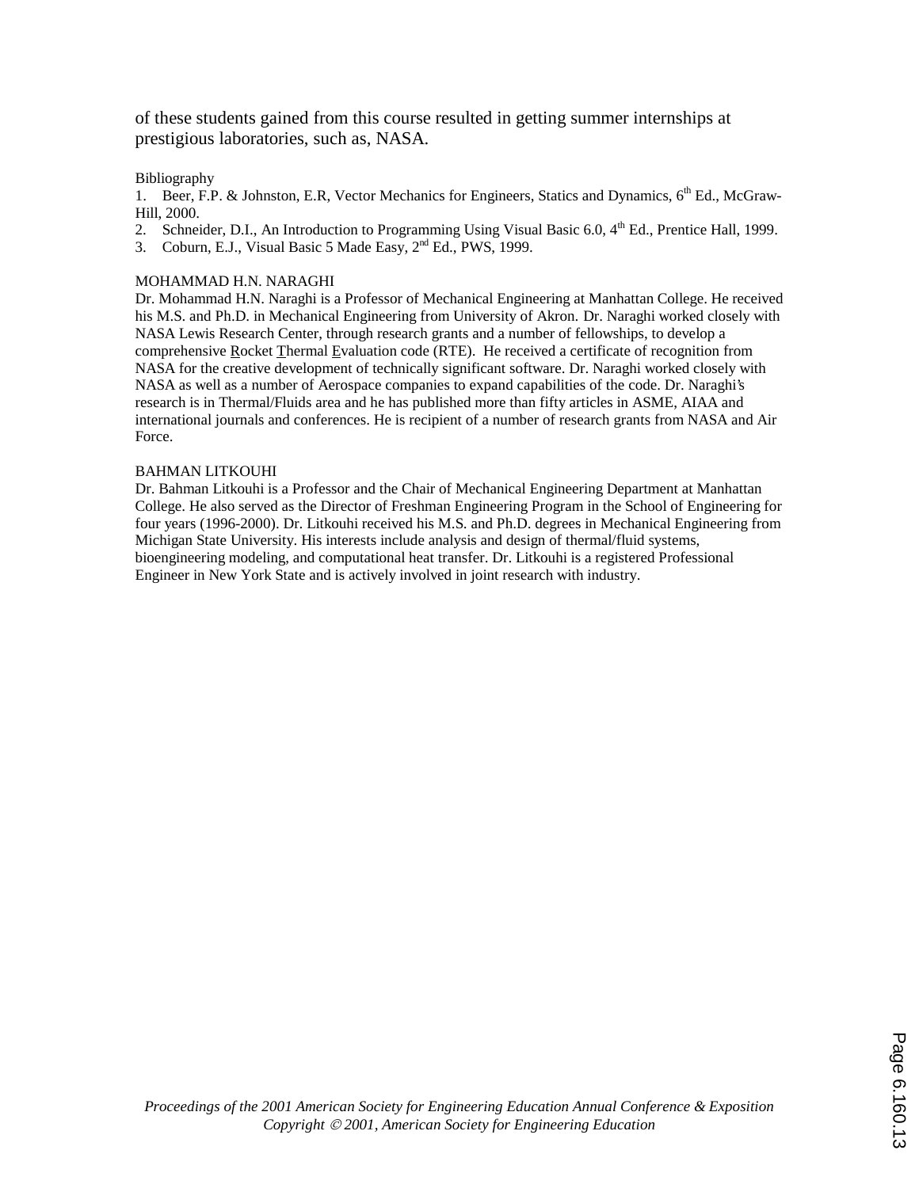of these students gained from this course resulted in getting summer internships at prestigious laboratories, such as, NASA.

Bibliography

1. Beer, F.P. & Johnston, E.R, Vector Mechanics for Engineers, Statics and Dynamics, 6th Ed., McGraw-Hill, 2000.
2. Schneider, D.I., An Introduction to Programming Using Visual Basic 6.0, 4th Ed., Prentice Hall, 1999.
3. Coburn, E.J., Visual Basic 5 Made Easy, 2nd Ed., PWS, 1999.

MOHAMMAD H.N. NARAGHI

Dr. Mohammad H.N. Naraghi is a Professor of Mechanical Engineering at Manhattan College. He received his M.S. and Ph.D. in Mechanical Engineering from University of Akron. Dr. Naraghi worked closely with NASA Lewis Research Center, through research grants and a number of fellowships, to develop a comprehensive Rocket Thermal Evaluation code (RTE). He received a certificate of recognition from NASA for the creative development of technically significant software. Dr. Naraghi worked closely with NASA as well as a number of Aerospace companies to expand capabilities of the code. Dr. Naraghi's research is in Thermal/Fluids area and he has published more than fifty articles in ASME, AIAA and international journals and conferences. He is recipient of a number of research grants from NASA and Air Force.

BAHMAN LITKOUHI

Dr. Bahman Litkouhi is a Professor and the Chair of Mechanical Engineering Department at Manhattan College. He also served as the Director of Freshman Engineering Program in the School of Engineering for four years (1996-2000). Dr. Litkouhi received his M.S. and Ph.D. degrees in Mechanical Engineering from Michigan State University. His interests include analysis and design of thermal/fluid systems, bioengineering modeling, and computational heat transfer. Dr. Litkouhi is a registered Professional Engineer in New York State and is actively involved in joint research with industry.